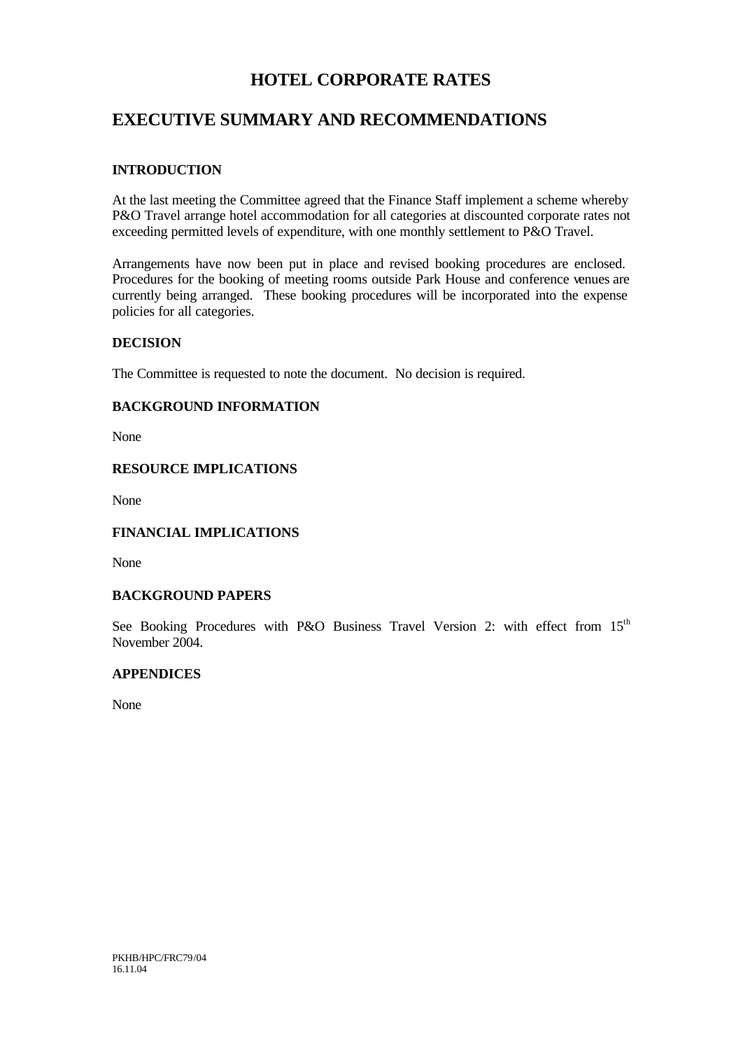# HOTEL CORPORATE RATES

# EXECUTIVE SUMMARY AND RECOMMENDATIONS

### INTRODUCTION

At the last meeting the Committee agreed that the Finance Staff implement a scheme whereby P&O Travel arrange hotel accommodation for all categories at discounted corporate rates not exceeding permitted levels of expenditure, with one monthly settlement to P&O Travel.

Arrangements have now been put in place and revised booking procedures are enclosed. Procedures for the booking of meeting rooms outside Park House and conference venues are currently being arranged. These booking procedures will be incorporated into the expense policies for all categories.

### DECISION

The Committee is requested to note the document. No decision is required.

### BACKGROUND INFORMATION

None

### RESOURCE IMPLICATIONS

None

### FINANCIAL IMPLICATIONS

None

### BACKGROUND PAPERS

See Booking Procedures with P&O Business Travel Version 2: with effect from 15th November 2004.

### APPENDICES

None

PKHB/HPC/FRC79/04
16.11.04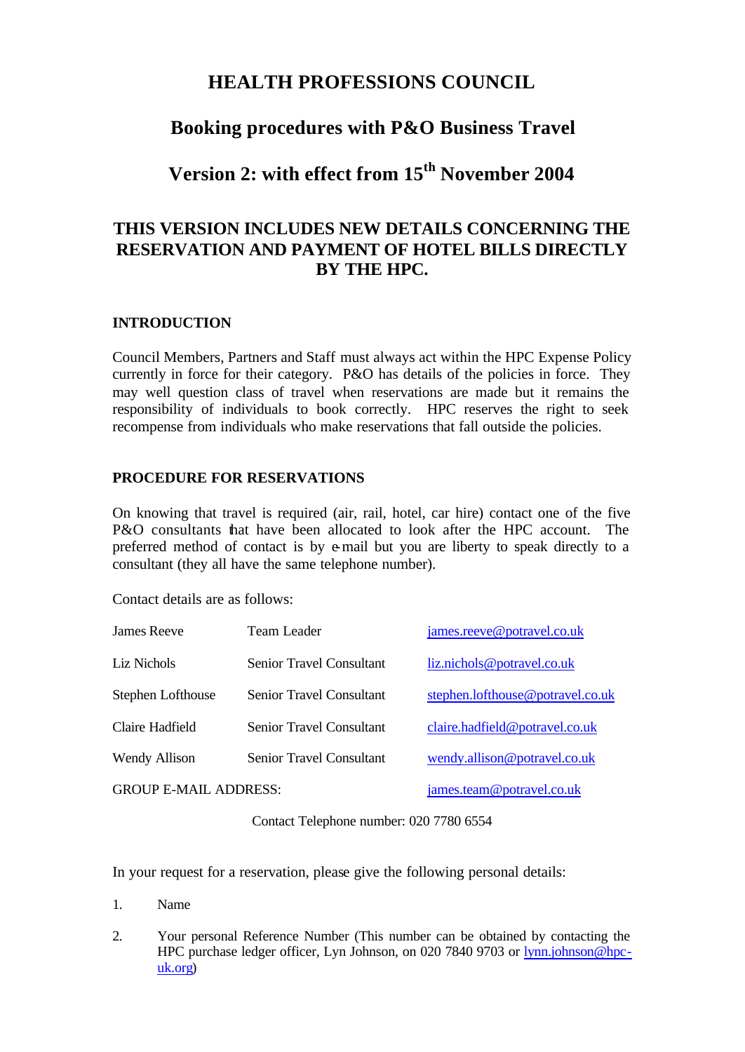# HEALTH PROFESSIONS COUNCIL

## Booking procedures with P&O Business Travel

## Version 2: with effect from 15th November 2004

### THIS VERSION INCLUDES NEW DETAILS CONCERNING THE RESERVATION AND PAYMENT OF HOTEL BILLS DIRECTLY BY THE HPC.

**INTRODUCTION**

Council Members, Partners and Staff must always act within the HPC Expense Policy currently in force for their category. P&O has details of the policies in force. They may well question class of travel when reservations are made but it remains the responsibility of individuals to book correctly. HPC reserves the right to seek recompense from individuals who make reservations that fall outside the policies.

**PROCEDURE FOR RESERVATIONS**

On knowing that travel is required (air, rail, hotel, car hire) contact one of the five P&O consultants that have been allocated to look after the HPC account. The preferred method of contact is by e-mail but you are liberty to speak directly to a consultant (they all have the same telephone number).

Contact details are as follows:

| | | |
|---|---|---|
| James Reeve | Team Leader | james.reeve@potravel.co.uk |
| Liz Nichols | Senior Travel Consultant | liz.nichols@potravel.co.uk |
| Stephen Lofthouse | Senior Travel Consultant | stephen.lofthouse@potravel.co.uk |
| Claire Hadfield | Senior Travel Consultant | claire.hadfield@potravel.co.uk |
| Wendy Allison | Senior Travel Consultant | wendy.allison@potravel.co.uk |
| GROUP E-MAIL ADDRESS: | | james.team@potravel.co.uk |

Contact Telephone number: 020 7780 6554

In your request for a reservation, please give the following personal details:

1. Name
2. Your personal Reference Number (This number can be obtained by contacting the HPC purchase ledger officer, Lyn Johnson, on 020 7840 9703 or lynn.johnson@hpc-uk.org)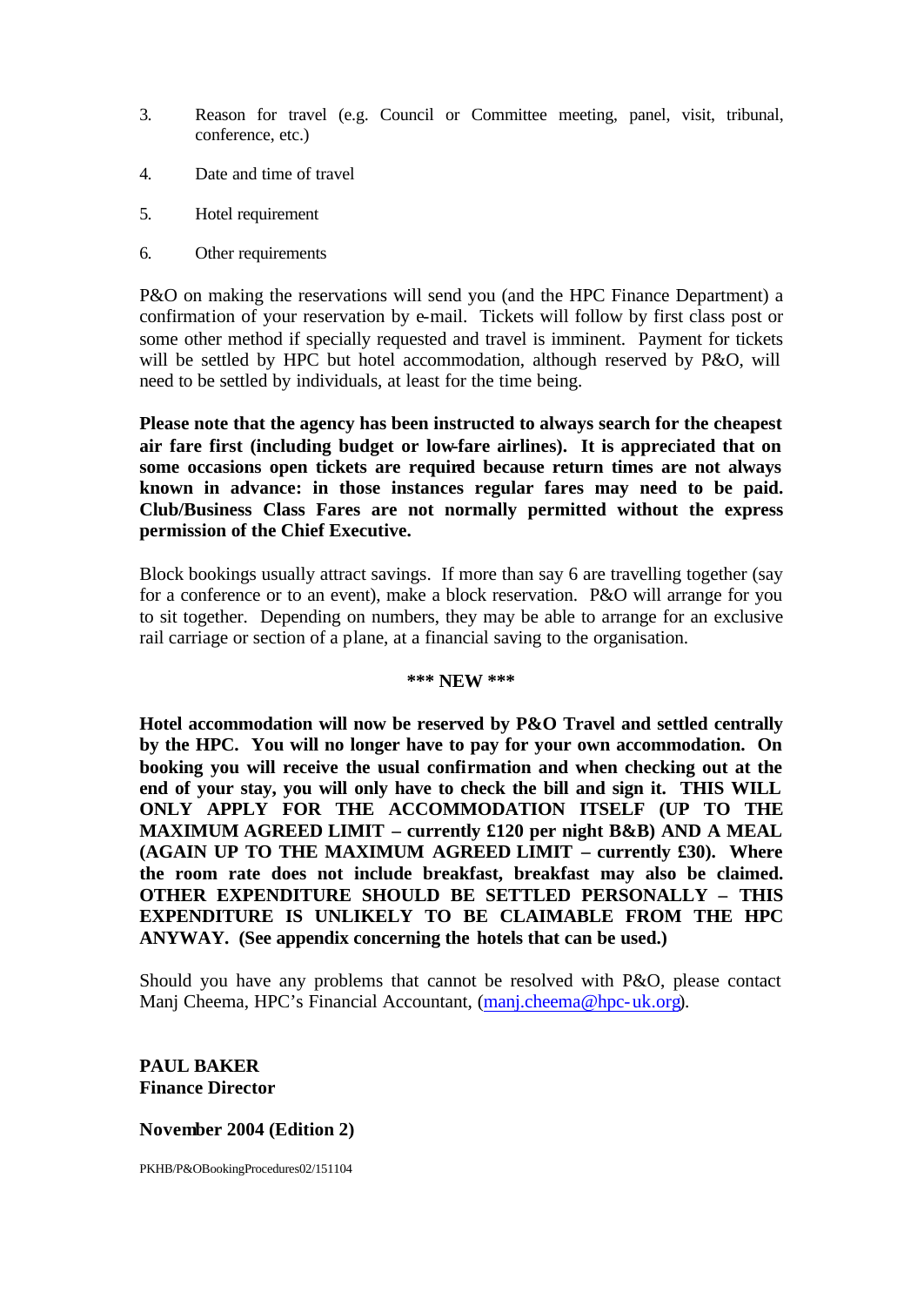3. Reason for travel (e.g. Council or Committee meeting, panel, visit, tribunal, conference, etc.)

4. Date and time of travel

5. Hotel requirement

6. Other requirements

P&O on making the reservations will send you (and the HPC Finance Department) a confirmation of your reservation by e-mail. Tickets will follow by first class post or some other method if specially requested and travel is imminent. Payment for tickets will be settled by HPC but hotel accommodation, although reserved by P&O, will need to be settled by individuals, at least for the time being.

**Please note that the agency has been instructed to always search for the cheapest air fare first (including budget or low-fare airlines). It is appreciated that on some occasions open tickets are required because return times are not always known in advance: in those instances regular fares may need to be paid. Club/Business Class Fares are not normally permitted without the express permission of the Chief Executive.**

Block bookings usually attract savings. If more than say 6 are travelling together (say for a conference or to an event), make a block reservation. P&O will arrange for you to sit together. Depending on numbers, they may be able to arrange for an exclusive rail carriage or section of a plane, at a financial saving to the organisation.

**\*\*\* NEW \*\*\***

**Hotel accommodation will now be reserved by P&O Travel and settled centrally by the HPC. You will no longer have to pay for your own accommodation. On booking you will receive the usual confirmation and when checking out at the end of your stay, you will only have to check the bill and sign it. THIS WILL ONLY APPLY FOR THE ACCOMMODATION ITSELF (UP TO THE MAXIMUM AGREED LIMIT – currently £120 per night B&B) AND A MEAL (AGAIN UP TO THE MAXIMUM AGREED LIMIT – currently £30). Where the room rate does not include breakfast, breakfast may also be claimed. OTHER EXPENDITURE SHOULD BE SETTLED PERSONALLY – THIS EXPENDITURE IS UNLIKELY TO BE CLAIMABLE FROM THE HPC ANYWAY. (See appendix concerning the hotels that can be used.)**

Should you have any problems that cannot be resolved with P&O, please contact Manj Cheema, HPC's Financial Accountant, (manj.cheema@hpc-uk.org).

**PAUL BAKER**
**Finance Director**

**November 2004 (Edition 2)**

PKHB/P&OBookingProcedures02/151104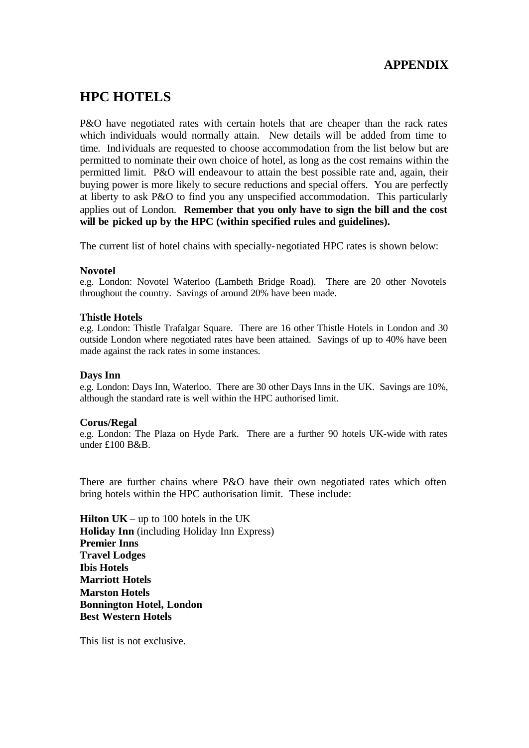**APPENDIX**

# HPC HOTELS

P&O have negotiated rates with certain hotels that are cheaper than the rack rates which individuals would normally attain. New details will be added from time to time. Individuals are requested to choose accommodation from the list below but are permitted to nominate their own choice of hotel, as long as the cost remains within the permitted limit. P&O will endeavour to attain the best possible rate and, again, their buying power is more likely to secure reductions and special offers. You are perfectly at liberty to ask P&O to find you any unspecified accommodation. This particularly applies out of London. **Remember that you only have to sign the bill and the cost will be picked up by the HPC (within specified rules and guidelines).**

The current list of hotel chains with specially-negotiated HPC rates is shown below:

**Novotel**
e.g. London: Novotel Waterloo (Lambeth Bridge Road). There are 20 other Novotels throughout the country. Savings of around 20% have been made.

**Thistle Hotels**
e.g. London: Thistle Trafalgar Square. There are 16 other Thistle Hotels in London and 30 outside London where negotiated rates have been attained. Savings of up to 40% have been made against the rack rates in some instances.

**Days Inn**
e.g. London: Days Inn, Waterloo. There are 30 other Days Inns in the UK. Savings are 10%, although the standard rate is well within the HPC authorised limit.

**Corus/Regal**
e.g. London: The Plaza on Hyde Park. There are a further 90 hotels UK-wide with rates under £100 B&B.

There are further chains where P&O have their own negotiated rates which often bring hotels within the HPC authorisation limit. These include:

**Hilton UK** – up to 100 hotels in the UK
**Holiday Inn** (including Holiday Inn Express)
**Premier Inns**
**Travel Lodges**
**Ibis Hotels**
**Marriott Hotels**
**Marston Hotels**
**Bonnington Hotel, London**
**Best Western Hotels**

This list is not exclusive.